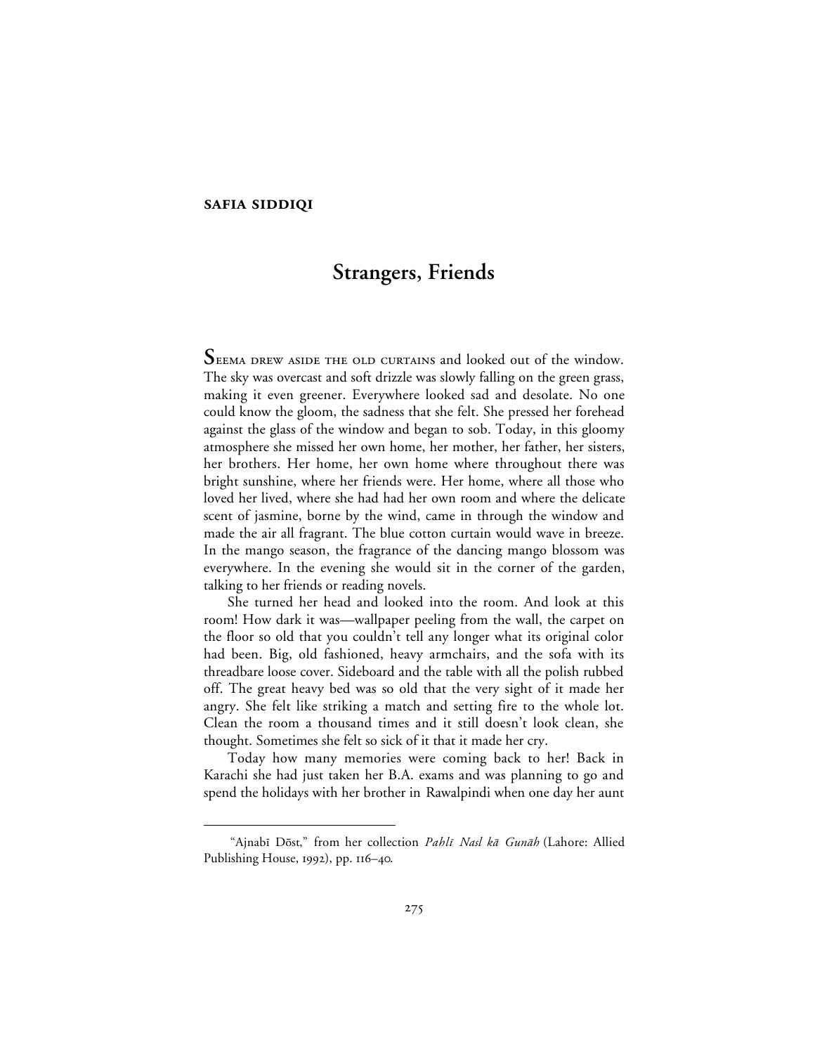**SAFIA SIDDIQI**

# Strangers, Friends

Seema drew aside the old curtains and looked out of the window. The sky was overcast and soft drizzle was slowly falling on the green grass, making it even greener. Everywhere looked sad and desolate. No one could know the gloom, the sadness that she felt. She pressed her forehead against the glass of the window and began to sob. Today, in this gloomy atmosphere she missed her own home, her mother, her father, her sisters, her brothers. Her home, her own home where throughout there was bright sunshine, where her friends were. Her home, where all those who loved her lived, where she had had her own room and where the delicate scent of jasmine, borne by the wind, came in through the window and made the air all fragrant. The blue cotton curtain would wave in breeze. In the mango season, the fragrance of the dancing mango blossom was everywhere. In the evening she would sit in the corner of the garden, talking to her friends or reading novels.

She turned her head and looked into the room. And look at this room! How dark it was—wallpaper peeling from the wall, the carpet on the floor so old that you couldn't tell any longer what its original color had been. Big, old fashioned, heavy armchairs, and the sofa with its threadbare loose cover. Sideboard and the table with all the polish rubbed off. The great heavy bed was so old that the very sight of it made her angry. She felt like striking a match and setting fire to the whole lot. Clean the room a thousand times and it still doesn't look clean, she thought. Sometimes she felt so sick of it that it made her cry.

Today how many memories were coming back to her! Back in Karachi she had just taken her B.A. exams and was planning to go and spend the holidays with her brother in Rawalpindi when one day her aunt

---

"Ajnabī Dōst," from her collection *Pahlī Nasl kā Gunāh* (Lahore: Allied Publishing House, 1992), pp. 116–40.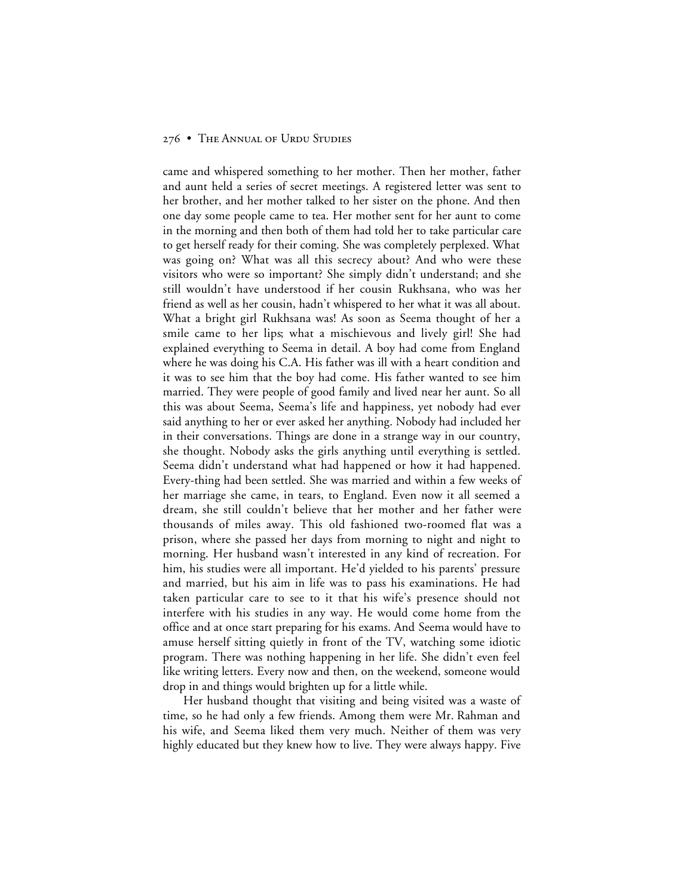came and whispered something to her mother. Then her mother, father and aunt held a series of secret meetings. A registered letter was sent to her brother, and her mother talked to her sister on the phone. And then one day some people came to tea. Her mother sent for her aunt to come in the morning and then both of them had told her to take particular care to get herself ready for their coming. She was completely perplexed. What was going on? What was all this secrecy about? And who were these visitors who were so important? She simply didn't understand; and she still wouldn't have understood if her cousin Rukhsana, who was her friend as well as her cousin, hadn't whispered to her what it was all about. What a bright girl Rukhsana was! As soon as Seema thought of her a smile came to her lips; what a mischievous and lively girl! She had explained everything to Seema in detail. A boy had come from England where he was doing his C.A. His father was ill with a heart condition and it was to see him that the boy had come. His father wanted to see him married. They were people of good family and lived near her aunt. So all this was about Seema, Seema's life and happiness, yet nobody had ever said anything to her or ever asked her anything. Nobody had included her in their conversations. Things are done in a strange way in our country, she thought. Nobody asks the girls anything until everything is settled. Seema didn't understand what had happened or how it had happened. Every-thing had been settled. She was married and within a few weeks of her marriage she came, in tears, to England. Even now it all seemed a dream, she still couldn't believe that her mother and her father were thousands of miles away. This old fashioned two-roomed flat was a prison, where she passed her days from morning to night and night to morning. Her husband wasn't interested in any kind of recreation. For him, his studies were all important. He'd yielded to his parents' pressure and married, but his aim in life was to pass his examinations. He had taken particular care to see to it that his wife's presence should not interfere with his studies in any way. He would come home from the office and at once start preparing for his exams. And Seema would have to amuse herself sitting quietly in front of the TV, watching some idiotic program. There was nothing happening in her life. She didn't even feel like writing letters. Every now and then, on the weekend, someone would drop in and things would brighten up for a little while.

Her husband thought that visiting and being visited was a waste of time, so he had only a few friends. Among them were Mr. Rahman and his wife, and Seema liked them very much. Neither of them was very highly educated but they knew how to live. They were always happy. Five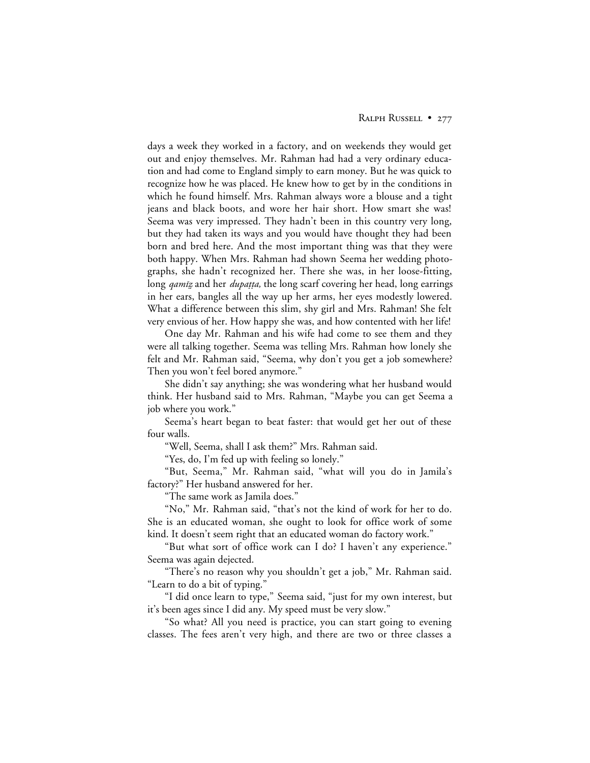days a week they worked in a factory, and on weekends they would get out and enjoy themselves. Mr. Rahman had had a very ordinary education and had come to England simply to earn money. But he was quick to recognize how he was placed. He knew how to get by in the conditions in which he found himself. Mrs. Rahman always wore a blouse and a tight jeans and black boots, and wore her hair short. How smart she was! Seema was very impressed. They hadn't been in this country very long, but they had taken its ways and you would have thought they had been born and bred here. And the most important thing was that they were both happy. When Mrs. Rahman had shown Seema her wedding photographs, she hadn't recognized her. There she was, in her loose-fitting, long *qamīẓ* and her *dupaṭṭa,* the long scarf covering her head, long earrings in her ears, bangles all the way up her arms, her eyes modestly lowered. What a difference between this slim, shy girl and Mrs. Rahman! She felt very envious of her. How happy she was, and how contented with her life!

One day Mr. Rahman and his wife had come to see them and they were all talking together. Seema was telling Mrs. Rahman how lonely she felt and Mr. Rahman said, "Seema, why don't you get a job somewhere? Then you won't feel bored anymore."

She didn't say anything; she was wondering what her husband would think. Her husband said to Mrs. Rahman, "Maybe you can get Seema a job where you work."

Seema's heart began to beat faster: that would get her out of these four walls.

"Well, Seema, shall I ask them?" Mrs. Rahman said.

"Yes, do, I'm fed up with feeling so lonely."

"But, Seema," Mr. Rahman said, "what will you do in Jamila's factory?" Her husband answered for her.

"The same work as Jamila does."

"No," Mr. Rahman said, "that's not the kind of work for her to do. She is an educated woman, she ought to look for office work of some kind. It doesn't seem right that an educated woman do factory work."

"But what sort of office work can I do? I haven't any experience." Seema was again dejected.

"There's no reason why you shouldn't get a job," Mr. Rahman said. "Learn to do a bit of typing."

"I did once learn to type," Seema said, "just for my own interest, but it's been ages since I did any. My speed must be very slow."

"So what? All you need is practice, you can start going to evening classes. The fees aren't very high, and there are two or three classes a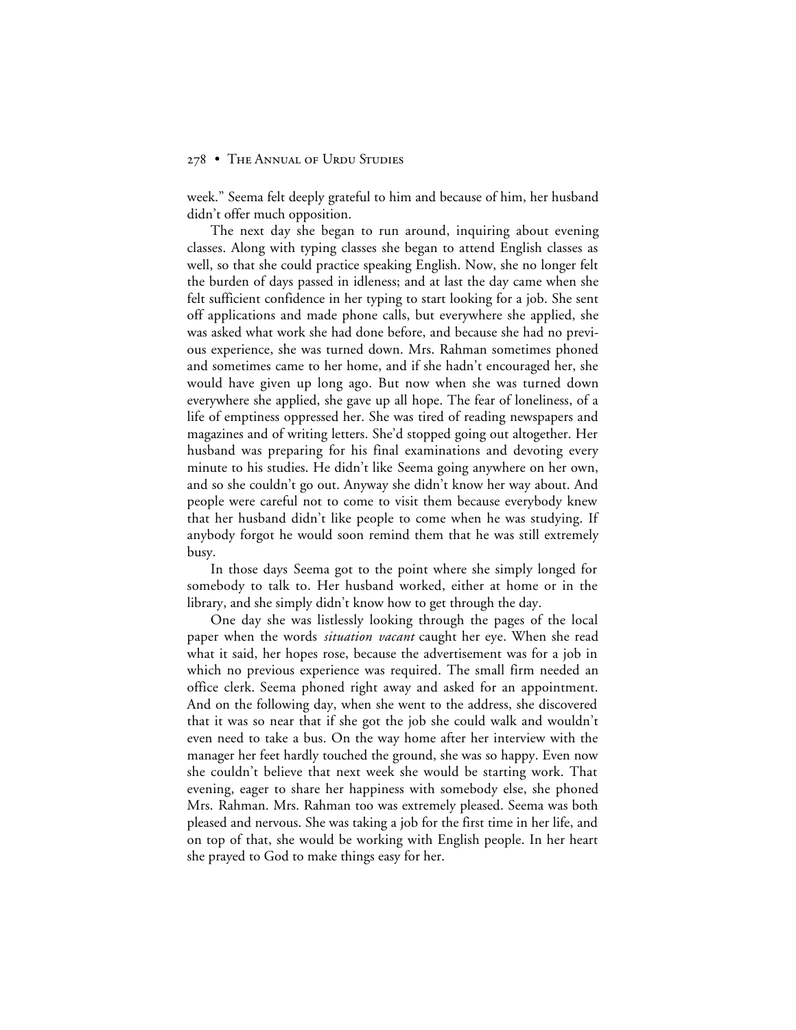week." Seema felt deeply grateful to him and because of him, her husband didn't offer much opposition.

The next day she began to run around, inquiring about evening classes. Along with typing classes she began to attend English classes as well, so that she could practice speaking English. Now, she no longer felt the burden of days passed in idleness; and at last the day came when she felt sufficient confidence in her typing to start looking for a job. She sent off applications and made phone calls, but everywhere she applied, she was asked what work she had done before, and because she had no previous experience, she was turned down. Mrs. Rahman sometimes phoned and sometimes came to her home, and if she hadn't encouraged her, she would have given up long ago. But now when she was turned down everywhere she applied, she gave up all hope. The fear of loneliness, of a life of emptiness oppressed her. She was tired of reading newspapers and magazines and of writing letters. She'd stopped going out altogether. Her husband was preparing for his final examinations and devoting every minute to his studies. He didn't like Seema going anywhere on her own, and so she couldn't go out. Anyway she didn't know her way about. And people were careful not to come to visit them because everybody knew that her husband didn't like people to come when he was studying. If anybody forgot he would soon remind them that he was still extremely busy.

In those days Seema got to the point where she simply longed for somebody to talk to. Her husband worked, either at home or in the library, and she simply didn't know how to get through the day.

One day she was listlessly looking through the pages of the local paper when the words *situation vacant* caught her eye. When she read what it said, her hopes rose, because the advertisement was for a job in which no previous experience was required. The small firm needed an office clerk. Seema phoned right away and asked for an appointment. And on the following day, when she went to the address, she discovered that it was so near that if she got the job she could walk and wouldn't even need to take a bus. On the way home after her interview with the manager her feet hardly touched the ground, she was so happy. Even now she couldn't believe that next week she would be starting work. That evening, eager to share her happiness with somebody else, she phoned Mrs. Rahman. Mrs. Rahman too was extremely pleased. Seema was both pleased and nervous. She was taking a job for the first time in her life, and on top of that, she would be working with English people. In her heart she prayed to God to make things easy for her.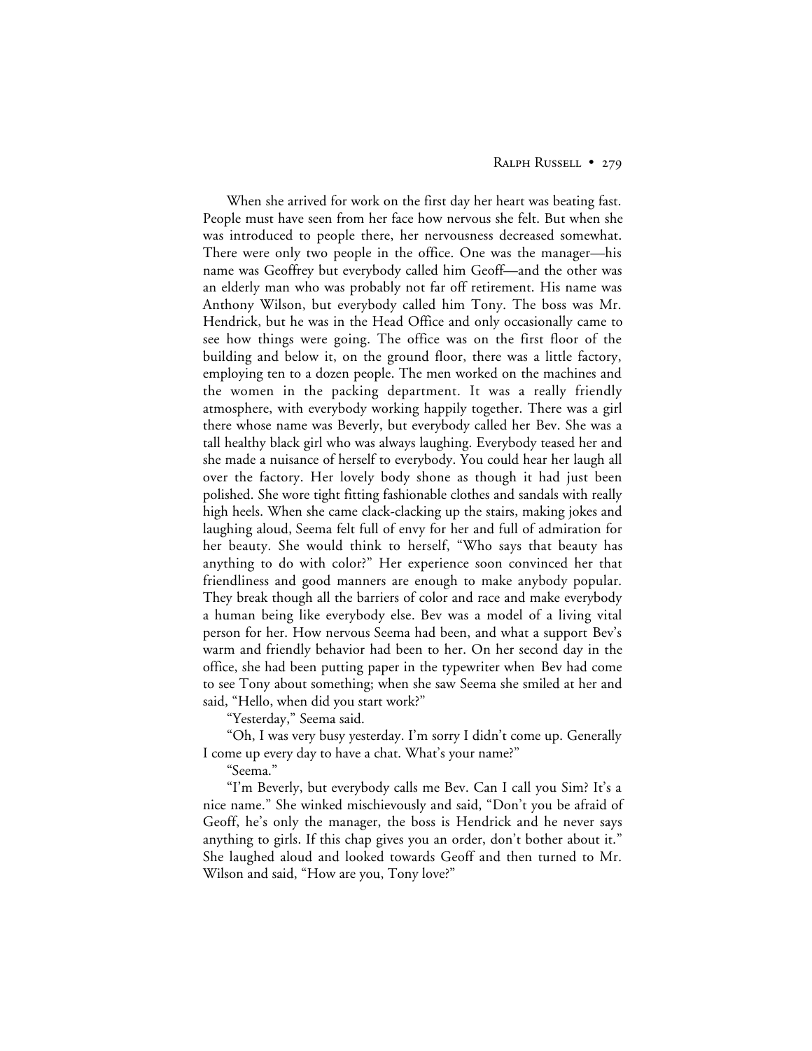When she arrived for work on the first day her heart was beating fast. People must have seen from her face how nervous she felt. But when she was introduced to people there, her nervousness decreased somewhat. There were only two people in the office. One was the manager—his name was Geoffrey but everybody called him Geoff—and the other was an elderly man who was probably not far off retirement. His name was Anthony Wilson, but everybody called him Tony. The boss was Mr. Hendrick, but he was in the Head Office and only occasionally came to see how things were going. The office was on the first floor of the building and below it, on the ground floor, there was a little factory, employing ten to a dozen people. The men worked on the machines and the women in the packing department. It was a really friendly atmosphere, with everybody working happily together. There was a girl there whose name was Beverly, but everybody called her Bev. She was a tall healthy black girl who was always laughing. Everybody teased her and she made a nuisance of herself to everybody. You could hear her laugh all over the factory. Her lovely body shone as though it had just been polished. She wore tight fitting fashionable clothes and sandals with really high heels. When she came clack-clacking up the stairs, making jokes and laughing aloud, Seema felt full of envy for her and full of admiration for her beauty. She would think to herself, "Who says that beauty has anything to do with color?" Her experience soon convinced her that friendliness and good manners are enough to make anybody popular. They break though all the barriers of color and race and make everybody a human being like everybody else. Bev was a model of a living vital person for her. How nervous Seema had been, and what a support Bev's warm and friendly behavior had been to her. On her second day in the office, she had been putting paper in the typewriter when Bev had come to see Tony about something; when she saw Seema she smiled at her and said, "Hello, when did you start work?"

"Yesterday," Seema said.

"Oh, I was very busy yesterday. I'm sorry I didn't come up. Generally I come up every day to have a chat. What's your name?"

"Seema."

"I'm Beverly, but everybody calls me Bev. Can I call you Sim? It's a nice name." She winked mischievously and said, "Don't you be afraid of Geoff, he's only the manager, the boss is Hendrick and he never says anything to girls. If this chap gives you an order, don't bother about it." She laughed aloud and looked towards Geoff and then turned to Mr. Wilson and said, "How are you, Tony love?"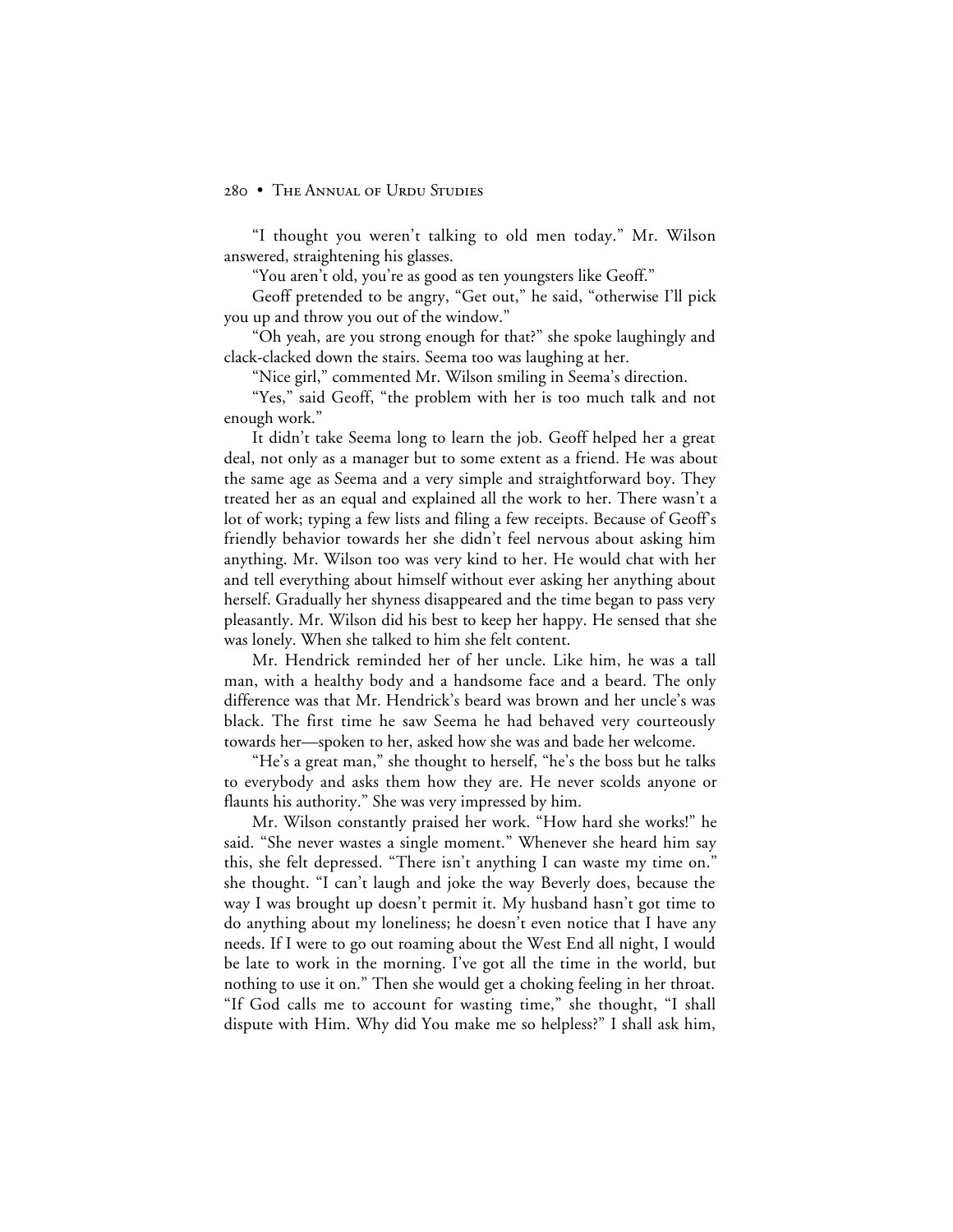"I thought you weren't talking to old men today." Mr. Wilson answered, straightening his glasses.

"You aren't old, you're as good as ten youngsters like Geoff."

Geoff pretended to be angry, "Get out," he said, "otherwise I'll pick you up and throw you out of the window."

"Oh yeah, are you strong enough for that?" she spoke laughingly and clack-clacked down the stairs. Seema too was laughing at her.

"Nice girl," commented Mr. Wilson smiling in Seema's direction.

"Yes," said Geoff, "the problem with her is too much talk and not enough work."

It didn't take Seema long to learn the job. Geoff helped her a great deal, not only as a manager but to some extent as a friend. He was about the same age as Seema and a very simple and straightforward boy. They treated her as an equal and explained all the work to her. There wasn't a lot of work; typing a few lists and filing a few receipts. Because of Geoff's friendly behavior towards her she didn't feel nervous about asking him anything. Mr. Wilson too was very kind to her. He would chat with her and tell everything about himself without ever asking her anything about herself. Gradually her shyness disappeared and the time began to pass very pleasantly. Mr. Wilson did his best to keep her happy. He sensed that she was lonely. When she talked to him she felt content.

Mr. Hendrick reminded her of her uncle. Like him, he was a tall man, with a healthy body and a handsome face and a beard. The only difference was that Mr. Hendrick's beard was brown and her uncle's was black. The first time he saw Seema he had behaved very courteously towards her—spoken to her, asked how she was and bade her welcome.

"He's a great man," she thought to herself, "he's the boss but he talks to everybody and asks them how they are. He never scolds anyone or flaunts his authority." She was very impressed by him.

Mr. Wilson constantly praised her work. "How hard she works!" he said. "She never wastes a single moment." Whenever she heard him say this, she felt depressed. "There isn't anything I can waste my time on." she thought. "I can't laugh and joke the way Beverly does, because the way I was brought up doesn't permit it. My husband hasn't got time to do anything about my loneliness; he doesn't even notice that I have any needs. If I were to go out roaming about the West End all night, I would be late to work in the morning. I've got all the time in the world, but nothing to use it on." Then she would get a choking feeling in her throat. "If God calls me to account for wasting time," she thought, "I shall dispute with Him. Why did You make me so helpless?" I shall ask him,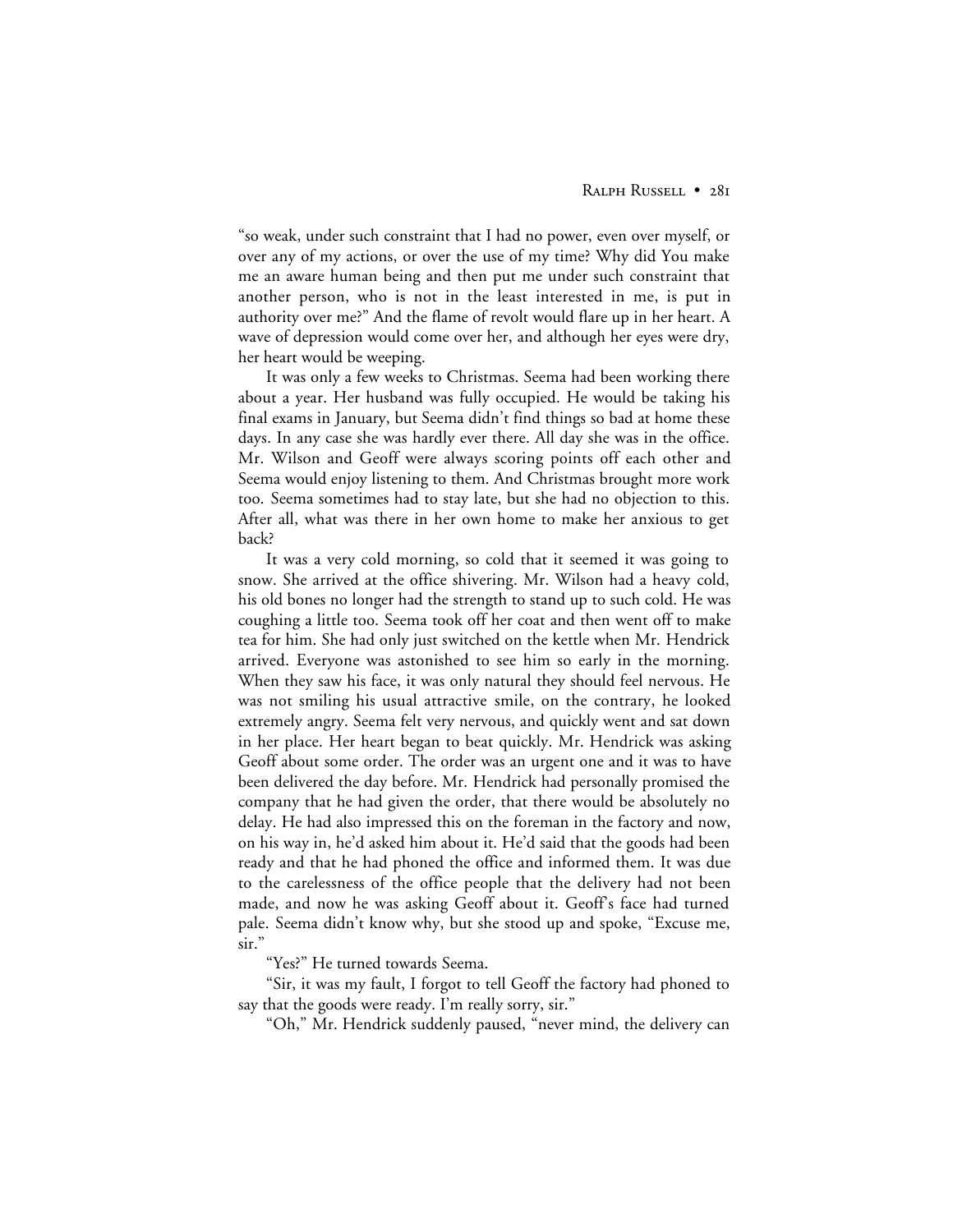"so weak, under such constraint that I had no power, even over myself, or over any of my actions, or over the use of my time? Why did You make me an aware human being and then put me under such constraint that another person, who is not in the least interested in me, is put in authority over me?" And the flame of revolt would flare up in her heart. A wave of depression would come over her, and although her eyes were dry, her heart would be weeping.

It was only a few weeks to Christmas. Seema had been working there about a year. Her husband was fully occupied. He would be taking his final exams in January, but Seema didn't find things so bad at home these days. In any case she was hardly ever there. All day she was in the office. Mr. Wilson and Geoff were always scoring points off each other and Seema would enjoy listening to them. And Christmas brought more work too. Seema sometimes had to stay late, but she had no objection to this. After all, what was there in her own home to make her anxious to get back?

It was a very cold morning, so cold that it seemed it was going to snow. She arrived at the office shivering. Mr. Wilson had a heavy cold, his old bones no longer had the strength to stand up to such cold. He was coughing a little too. Seema took off her coat and then went off to make tea for him. She had only just switched on the kettle when Mr. Hendrick arrived. Everyone was astonished to see him so early in the morning. When they saw his face, it was only natural they should feel nervous. He was not smiling his usual attractive smile, on the contrary, he looked extremely angry. Seema felt very nervous, and quickly went and sat down in her place. Her heart began to beat quickly. Mr. Hendrick was asking Geoff about some order. The order was an urgent one and it was to have been delivered the day before. Mr. Hendrick had personally promised the company that he had given the order, that there would be absolutely no delay. He had also impressed this on the foreman in the factory and now, on his way in, he'd asked him about it. He'd said that the goods had been ready and that he had phoned the office and informed them. It was due to the carelessness of the office people that the delivery had not been made, and now he was asking Geoff about it. Geoff's face had turned pale. Seema didn't know why, but she stood up and spoke, "Excuse me, sir."

"Yes?" He turned towards Seema.

"Sir, it was my fault, I forgot to tell Geoff the factory had phoned to say that the goods were ready. I'm really sorry, sir."

"Oh," Mr. Hendrick suddenly paused, "never mind, the delivery can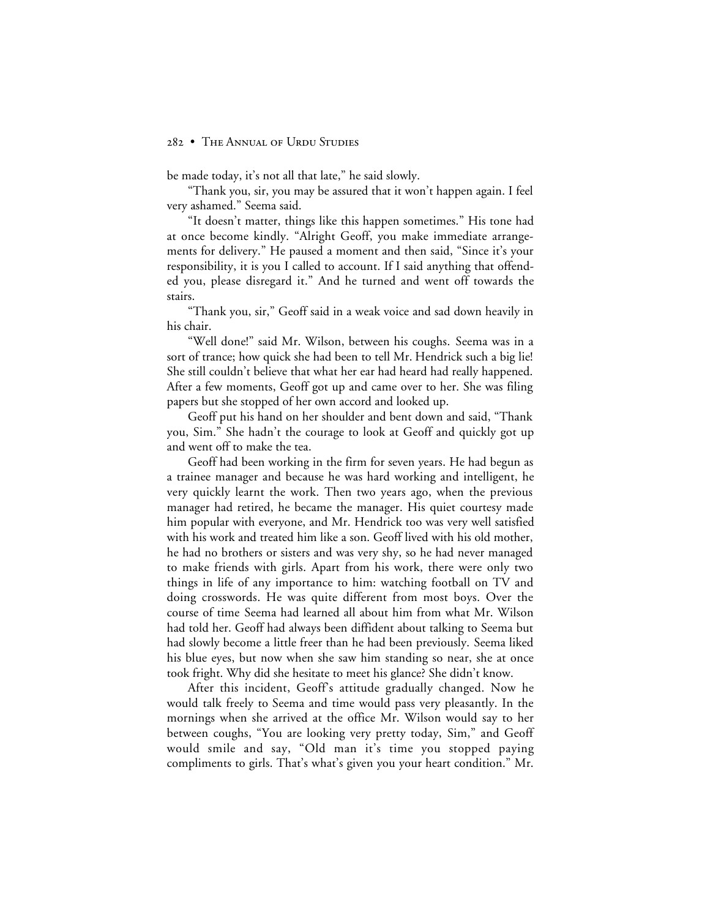be made today, it's not all that late," he said slowly.

"Thank you, sir, you may be assured that it won't happen again. I feel very ashamed." Seema said.

"It doesn't matter, things like this happen sometimes." His tone had at once become kindly. "Alright Geoff, you make immediate arrangements for delivery." He paused a moment and then said, "Since it's your responsibility, it is you I called to account. If I said anything that offended you, please disregard it." And he turned and went off towards the stairs.

"Thank you, sir," Geoff said in a weak voice and sad down heavily in his chair.

"Well done!" said Mr. Wilson, between his coughs. Seema was in a sort of trance; how quick she had been to tell Mr. Hendrick such a big lie! She still couldn't believe that what her ear had heard had really happened. After a few moments, Geoff got up and came over to her. She was filing papers but she stopped of her own accord and looked up.

Geoff put his hand on her shoulder and bent down and said, "Thank you, Sim." She hadn't the courage to look at Geoff and quickly got up and went off to make the tea.

Geoff had been working in the firm for seven years. He had begun as a trainee manager and because he was hard working and intelligent, he very quickly learnt the work. Then two years ago, when the previous manager had retired, he became the manager. His quiet courtesy made him popular with everyone, and Mr. Hendrick too was very well satisfied with his work and treated him like a son. Geoff lived with his old mother, he had no brothers or sisters and was very shy, so he had never managed to make friends with girls. Apart from his work, there were only two things in life of any importance to him: watching football on TV and doing crosswords. He was quite different from most boys. Over the course of time Seema had learned all about him from what Mr. Wilson had told her. Geoff had always been diffident about talking to Seema but had slowly become a little freer than he had been previously. Seema liked his blue eyes, but now when she saw him standing so near, she at once took fright. Why did she hesitate to meet his glance? She didn't know.

After this incident, Geoff's attitude gradually changed. Now he would talk freely to Seema and time would pass very pleasantly. In the mornings when she arrived at the office Mr. Wilson would say to her between coughs, "You are looking very pretty today, Sim," and Geoff would smile and say, "Old man it's time you stopped paying compliments to girls. That's what's given you your heart condition." Mr.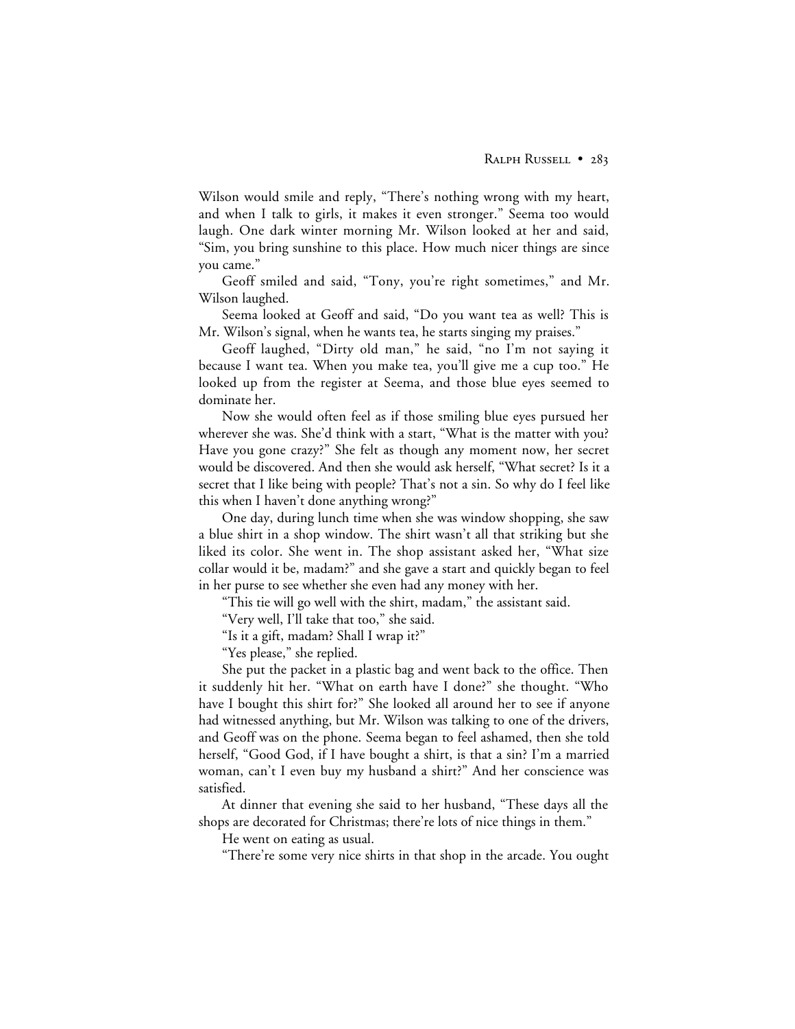Wilson would smile and reply, "There's nothing wrong with my heart, and when I talk to girls, it makes it even stronger." Seema too would laugh. One dark winter morning Mr. Wilson looked at her and said, "Sim, you bring sunshine to this place. How much nicer things are since you came."

Geoff smiled and said, "Tony, you're right sometimes," and Mr. Wilson laughed.

Seema looked at Geoff and said, "Do you want tea as well? This is Mr. Wilson's signal, when he wants tea, he starts singing my praises."

Geoff laughed, "Dirty old man," he said, "no I'm not saying it because I want tea. When you make tea, you'll give me a cup too." He looked up from the register at Seema, and those blue eyes seemed to dominate her.

Now she would often feel as if those smiling blue eyes pursued her wherever she was. She'd think with a start, "What is the matter with you? Have you gone crazy?" She felt as though any moment now, her secret would be discovered. And then she would ask herself, "What secret? Is it a secret that I like being with people? That's not a sin. So why do I feel like this when I haven't done anything wrong?"

One day, during lunch time when she was window shopping, she saw a blue shirt in a shop window. The shirt wasn't all that striking but she liked its color. She went in. The shop assistant asked her, "What size collar would it be, madam?" and she gave a start and quickly began to feel in her purse to see whether she even had any money with her.

"This tie will go well with the shirt, madam," the assistant said.

"Very well, I'll take that too," she said.

"Is it a gift, madam? Shall I wrap it?"

"Yes please," she replied.

She put the packet in a plastic bag and went back to the office. Then it suddenly hit her. "What on earth have I done?" she thought. "Who have I bought this shirt for?" She looked all around her to see if anyone had witnessed anything, but Mr. Wilson was talking to one of the drivers, and Geoff was on the phone. Seema began to feel ashamed, then she told herself, "Good God, if I have bought a shirt, is that a sin? I'm a married woman, can't I even buy my husband a shirt?" And her conscience was satisfied.

At dinner that evening she said to her husband, "These days all the shops are decorated for Christmas; there're lots of nice things in them."

He went on eating as usual.

"There're some very nice shirts in that shop in the arcade. You ought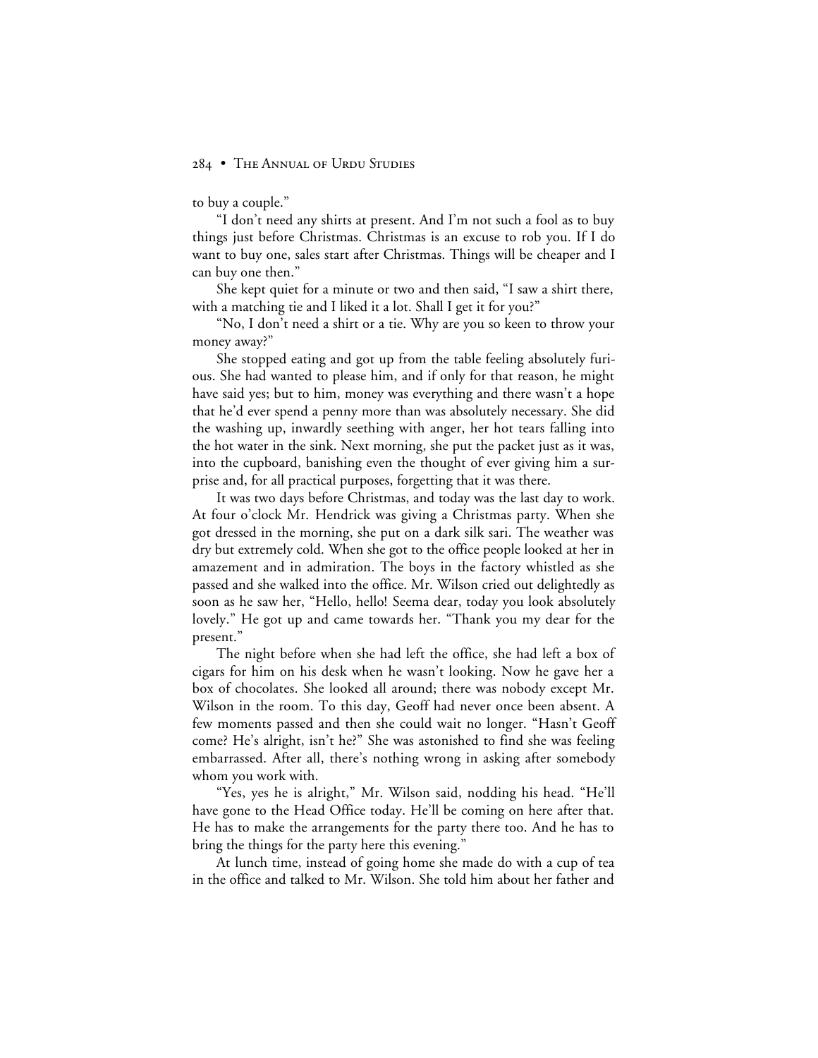to buy a couple."

"I don't need any shirts at present. And I'm not such a fool as to buy things just before Christmas. Christmas is an excuse to rob you. If I do want to buy one, sales start after Christmas. Things will be cheaper and I can buy one then."

She kept quiet for a minute or two and then said, "I saw a shirt there, with a matching tie and I liked it a lot. Shall I get it for you?"

"No, I don't need a shirt or a tie. Why are you so keen to throw your money away?"

She stopped eating and got up from the table feeling absolutely furious. She had wanted to please him, and if only for that reason, he might have said yes; but to him, money was everything and there wasn't a hope that he'd ever spend a penny more than was absolutely necessary. She did the washing up, inwardly seething with anger, her hot tears falling into the hot water in the sink. Next morning, she put the packet just as it was, into the cupboard, banishing even the thought of ever giving him a surprise and, for all practical purposes, forgetting that it was there.

It was two days before Christmas, and today was the last day to work. At four o'clock Mr. Hendrick was giving a Christmas party. When she got dressed in the morning, she put on a dark silk sari. The weather was dry but extremely cold. When she got to the office people looked at her in amazement and in admiration. The boys in the factory whistled as she passed and she walked into the office. Mr. Wilson cried out delightedly as soon as he saw her, "Hello, hello! Seema dear, today you look absolutely lovely." He got up and came towards her. "Thank you my dear for the present."

The night before when she had left the office, she had left a box of cigars for him on his desk when he wasn't looking. Now he gave her a box of chocolates. She looked all around; there was nobody except Mr. Wilson in the room. To this day, Geoff had never once been absent. A few moments passed and then she could wait no longer. "Hasn't Geoff come? He's alright, isn't he?" She was astonished to find she was feeling embarrassed. After all, there's nothing wrong in asking after somebody whom you work with.

"Yes, yes he is alright," Mr. Wilson said, nodding his head. "He'll have gone to the Head Office today. He'll be coming on here after that. He has to make the arrangements for the party there too. And he has to bring the things for the party here this evening."

At lunch time, instead of going home she made do with a cup of tea in the office and talked to Mr. Wilson. She told him about her father and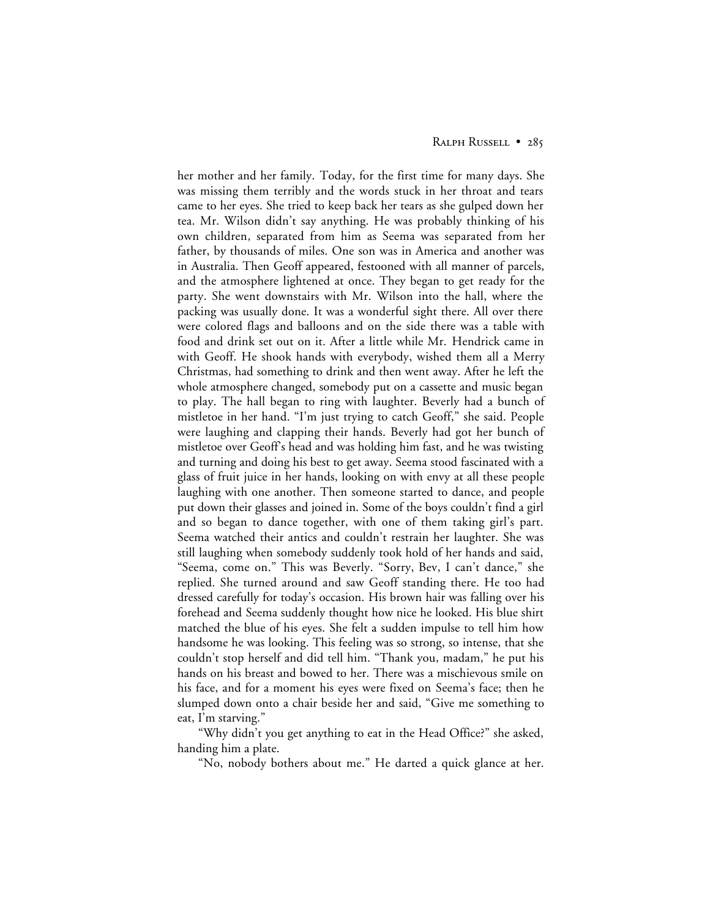her mother and her family. Today, for the first time for many days. She was missing them terribly and the words stuck in her throat and tears came to her eyes. She tried to keep back her tears as she gulped down her tea. Mr. Wilson didn't say anything. He was probably thinking of his own children, separated from him as Seema was separated from her father, by thousands of miles. One son was in America and another was in Australia. Then Geoff appeared, festooned with all manner of parcels, and the atmosphere lightened at once. They began to get ready for the party. She went downstairs with Mr. Wilson into the hall, where the packing was usually done. It was a wonderful sight there. All over there were colored flags and balloons and on the side there was a table with food and drink set out on it. After a little while Mr. Hendrick came in with Geoff. He shook hands with everybody, wished them all a Merry Christmas, had something to drink and then went away. After he left the whole atmosphere changed, somebody put on a cassette and music began to play. The hall began to ring with laughter. Beverly had a bunch of mistletoe in her hand. "I'm just trying to catch Geoff," she said. People were laughing and clapping their hands. Beverly had got her bunch of mistletoe over Geoff's head and was holding him fast, and he was twisting and turning and doing his best to get away. Seema stood fascinated with a glass of fruit juice in her hands, looking on with envy at all these people laughing with one another. Then someone started to dance, and people put down their glasses and joined in. Some of the boys couldn't find a girl and so began to dance together, with one of them taking girl's part. Seema watched their antics and couldn't restrain her laughter. She was still laughing when somebody suddenly took hold of her hands and said, "Seema, come on." This was Beverly. "Sorry, Bev, I can't dance," she replied. She turned around and saw Geoff standing there. He too had dressed carefully for today's occasion. His brown hair was falling over his forehead and Seema suddenly thought how nice he looked. His blue shirt matched the blue of his eyes. She felt a sudden impulse to tell him how handsome he was looking. This feeling was so strong, so intense, that she couldn't stop herself and did tell him. "Thank you, madam," he put his hands on his breast and bowed to her. There was a mischievous smile on his face, and for a moment his eyes were fixed on Seema's face; then he slumped down onto a chair beside her and said, "Give me something to eat, I'm starving."

"Why didn't you get anything to eat in the Head Office?" she asked, handing him a plate.

"No, nobody bothers about me." He darted a quick glance at her.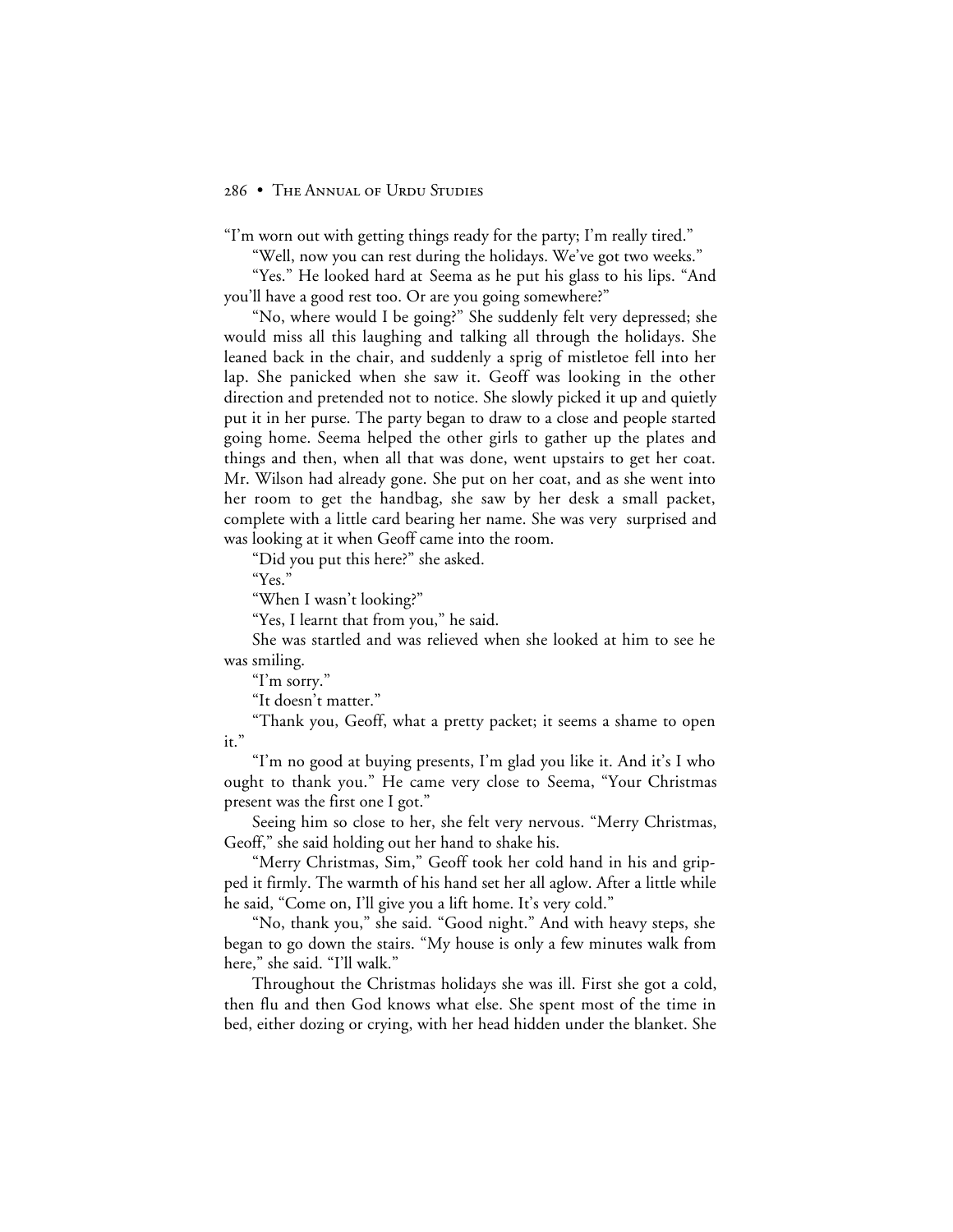"I'm worn out with getting things ready for the party; I'm really tired."

"Well, now you can rest during the holidays. We've got two weeks."

"Yes." He looked hard at Seema as he put his glass to his lips. "And you'll have a good rest too. Or are you going somewhere?"

"No, where would I be going?" She suddenly felt very depressed; she would miss all this laughing and talking all through the holidays. She leaned back in the chair, and suddenly a sprig of mistletoe fell into her lap. She panicked when she saw it. Geoff was looking in the other direction and pretended not to notice. She slowly picked it up and quietly put it in her purse. The party began to draw to a close and people started going home. Seema helped the other girls to gather up the plates and things and then, when all that was done, went upstairs to get her coat. Mr. Wilson had already gone. She put on her coat, and as she went into her room to get the handbag, she saw by her desk a small packet, complete with a little card bearing her name. She was very surprised and was looking at it when Geoff came into the room.

"Did you put this here?" she asked.

"Yes."

"When I wasn't looking?"

"Yes, I learnt that from you," he said.

She was startled and was relieved when she looked at him to see he was smiling.

"I'm sorry."

"It doesn't matter."

"Thank you, Geoff, what a pretty packet; it seems a shame to open it."

"I'm no good at buying presents, I'm glad you like it. And it's I who ought to thank you." He came very close to Seema, "Your Christmas present was the first one I got."

Seeing him so close to her, she felt very nervous. "Merry Christmas, Geoff," she said holding out her hand to shake his.

"Merry Christmas, Sim," Geoff took her cold hand in his and gripped it firmly. The warmth of his hand set her all aglow. After a little while he said, "Come on, I'll give you a lift home. It's very cold."

"No, thank you," she said. "Good night." And with heavy steps, she began to go down the stairs. "My house is only a few minutes walk from here," she said. "I'll walk."

Throughout the Christmas holidays she was ill. First she got a cold, then flu and then God knows what else. She spent most of the time in bed, either dozing or crying, with her head hidden under the blanket. She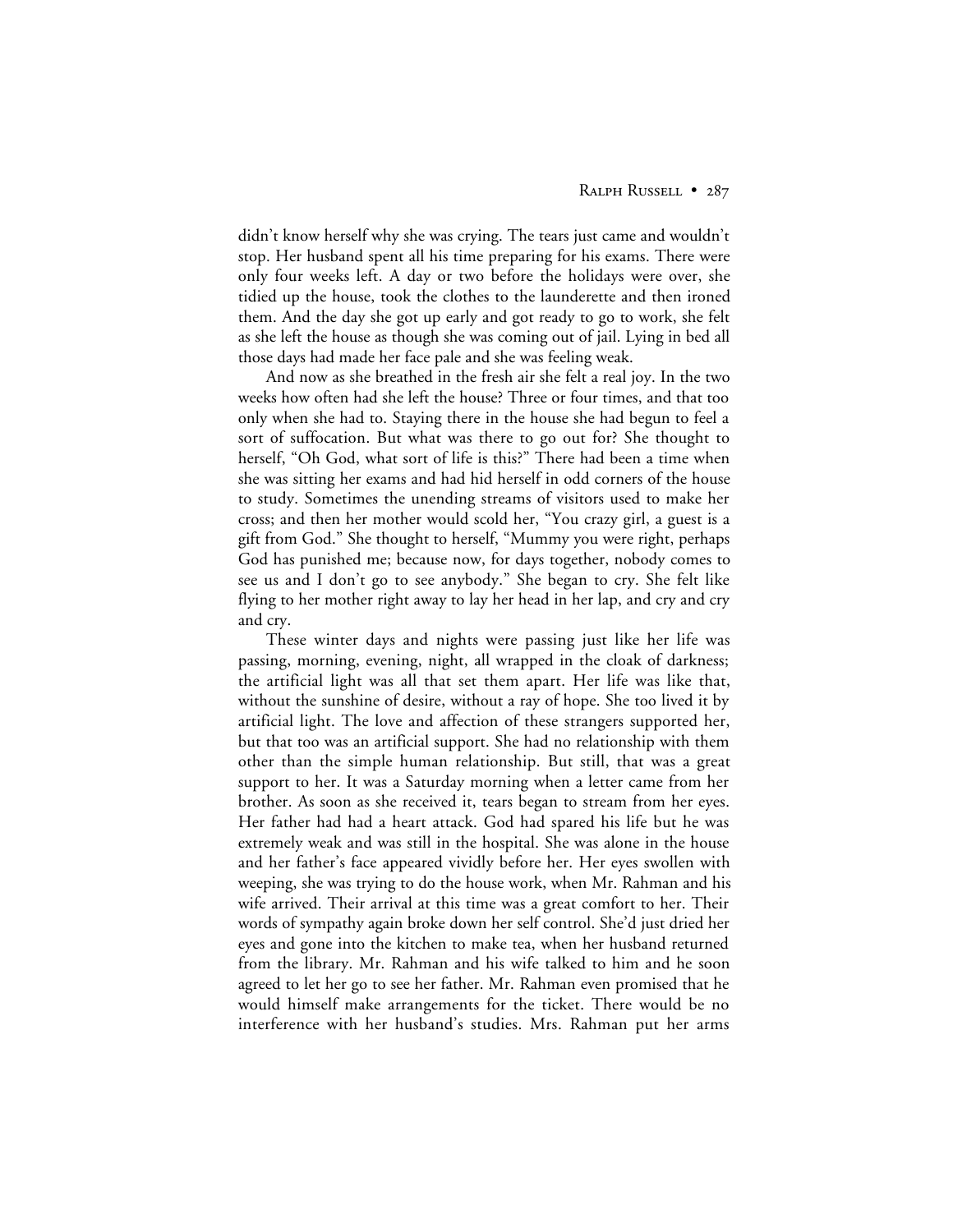didn't know herself why she was crying. The tears just came and wouldn't stop. Her husband spent all his time preparing for his exams. There were only four weeks left. A day or two before the holidays were over, she tidied up the house, took the clothes to the launderette and then ironed them. And the day she got up early and got ready to go to work, she felt as she left the house as though she was coming out of jail. Lying in bed all those days had made her face pale and she was feeling weak.

And now as she breathed in the fresh air she felt a real joy. In the two weeks how often had she left the house? Three or four times, and that too only when she had to. Staying there in the house she had begun to feel a sort of suffocation. But what was there to go out for? She thought to herself, "Oh God, what sort of life is this?" There had been a time when she was sitting her exams and had hid herself in odd corners of the house to study. Sometimes the unending streams of visitors used to make her cross; and then her mother would scold her, "You crazy girl, a guest is a gift from God." She thought to herself, "Mummy you were right, perhaps God has punished me; because now, for days together, nobody comes to see us and I don't go to see anybody." She began to cry. She felt like flying to her mother right away to lay her head in her lap, and cry and cry and cry.

These winter days and nights were passing just like her life was passing, morning, evening, night, all wrapped in the cloak of darkness; the artificial light was all that set them apart. Her life was like that, without the sunshine of desire, without a ray of hope. She too lived it by artificial light. The love and affection of these strangers supported her, but that too was an artificial support. She had no relationship with them other than the simple human relationship. But still, that was a great support to her. It was a Saturday morning when a letter came from her brother. As soon as she received it, tears began to stream from her eyes. Her father had had a heart attack. God had spared his life but he was extremely weak and was still in the hospital. She was alone in the house and her father's face appeared vividly before her. Her eyes swollen with weeping, she was trying to do the house work, when Mr. Rahman and his wife arrived. Their arrival at this time was a great comfort to her. Their words of sympathy again broke down her self control. She'd just dried her eyes and gone into the kitchen to make tea, when her husband returned from the library. Mr. Rahman and his wife talked to him and he soon agreed to let her go to see her father. Mr. Rahman even promised that he would himself make arrangements for the ticket. There would be no interference with her husband's studies. Mrs. Rahman put her arms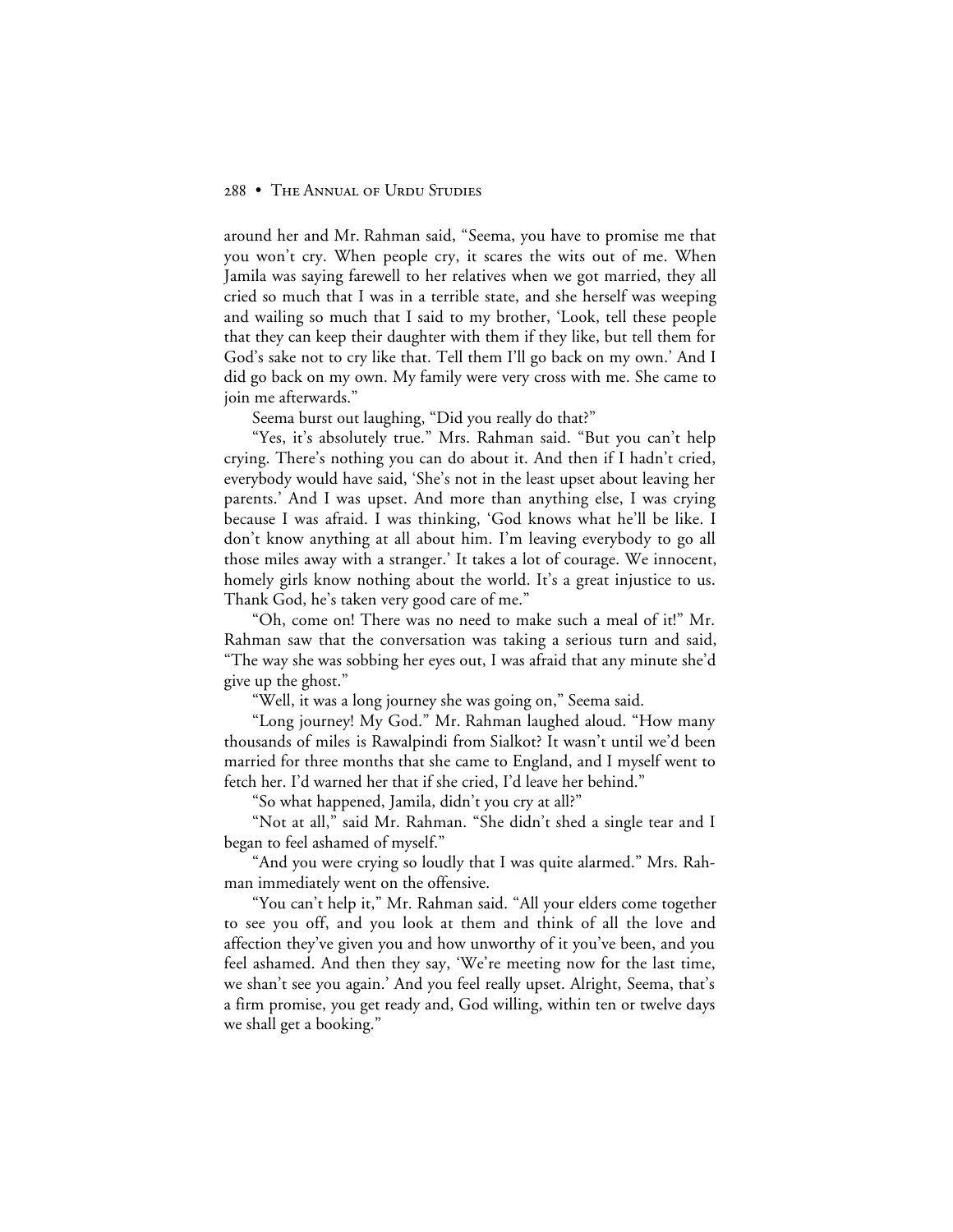around her and Mr. Rahman said, "Seema, you have to promise me that you won't cry. When people cry, it scares the wits out of me. When Jamila was saying farewell to her relatives when we got married, they all cried so much that I was in a terrible state, and she herself was weeping and wailing so much that I said to my brother, 'Look, tell these people that they can keep their daughter with them if they like, but tell them for God's sake not to cry like that. Tell them I'll go back on my own.' And I did go back on my own. My family were very cross with me. She came to join me afterwards."

Seema burst out laughing, "Did you really do that?"

"Yes, it's absolutely true." Mrs. Rahman said. "But you can't help crying. There's nothing you can do about it. And then if I hadn't cried, everybody would have said, 'She's not in the least upset about leaving her parents.' And I was upset. And more than anything else, I was crying because I was afraid. I was thinking, 'God knows what he'll be like. I don't know anything at all about him. I'm leaving everybody to go all those miles away with a stranger.' It takes a lot of courage. We innocent, homely girls know nothing about the world. It's a great injustice to us. Thank God, he's taken very good care of me."

"Oh, come on! There was no need to make such a meal of it!" Mr. Rahman saw that the conversation was taking a serious turn and said, "The way she was sobbing her eyes out, I was afraid that any minute she'd give up the ghost."

"Well, it was a long journey she was going on," Seema said.

"Long journey! My God." Mr. Rahman laughed aloud. "How many thousands of miles is Rawalpindi from Sialkot? It wasn't until we'd been married for three months that she came to England, and I myself went to fetch her. I'd warned her that if she cried, I'd leave her behind."

"So what happened, Jamila, didn't you cry at all?"

"Not at all," said Mr. Rahman. "She didn't shed a single tear and I began to feel ashamed of myself."

"And you were crying so loudly that I was quite alarmed." Mrs. Rahman immediately went on the offensive.

"You can't help it," Mr. Rahman said. "All your elders come together to see you off, and you look at them and think of all the love and affection they've given you and how unworthy of it you've been, and you feel ashamed. And then they say, 'We're meeting now for the last time, we shan't see you again.' And you feel really upset. Alright, Seema, that's a firm promise, you get ready and, God willing, within ten or twelve days we shall get a booking."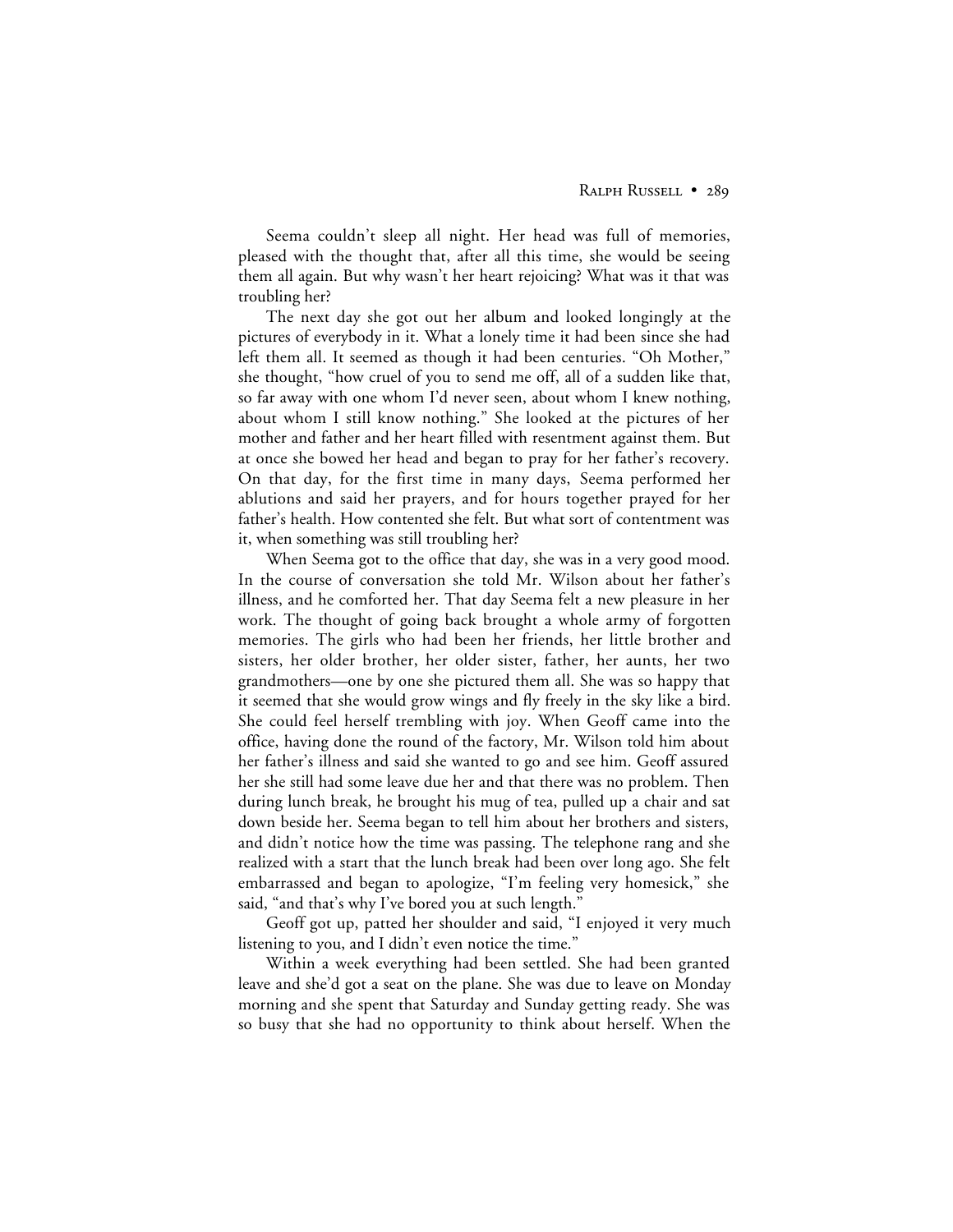Seema couldn't sleep all night. Her head was full of memories, pleased with the thought that, after all this time, she would be seeing them all again. But why wasn't her heart rejoicing? What was it that was troubling her?

The next day she got out her album and looked longingly at the pictures of everybody in it. What a lonely time it had been since she had left them all. It seemed as though it had been centuries. "Oh Mother," she thought, "how cruel of you to send me off, all of a sudden like that, so far away with one whom I'd never seen, about whom I knew nothing, about whom I still know nothing." She looked at the pictures of her mother and father and her heart filled with resentment against them. But at once she bowed her head and began to pray for her father's recovery. On that day, for the first time in many days, Seema performed her ablutions and said her prayers, and for hours together prayed for her father's health. How contented she felt. But what sort of contentment was it, when something was still troubling her?

When Seema got to the office that day, she was in a very good mood. In the course of conversation she told Mr. Wilson about her father's illness, and he comforted her. That day Seema felt a new pleasure in her work. The thought of going back brought a whole army of forgotten memories. The girls who had been her friends, her little brother and sisters, her older brother, her older sister, father, her aunts, her two grandmothers—one by one she pictured them all. She was so happy that it seemed that she would grow wings and fly freely in the sky like a bird. She could feel herself trembling with joy. When Geoff came into the office, having done the round of the factory, Mr. Wilson told him about her father's illness and said she wanted to go and see him. Geoff assured her she still had some leave due her and that there was no problem. Then during lunch break, he brought his mug of tea, pulled up a chair and sat down beside her. Seema began to tell him about her brothers and sisters, and didn't notice how the time was passing. The telephone rang and she realized with a start that the lunch break had been over long ago. She felt embarrassed and began to apologize, "I'm feeling very homesick," she said, "and that's why I've bored you at such length."

Geoff got up, patted her shoulder and said, "I enjoyed it very much listening to you, and I didn't even notice the time."

Within a week everything had been settled. She had been granted leave and she'd got a seat on the plane. She was due to leave on Monday morning and she spent that Saturday and Sunday getting ready. She was so busy that she had no opportunity to think about herself. When the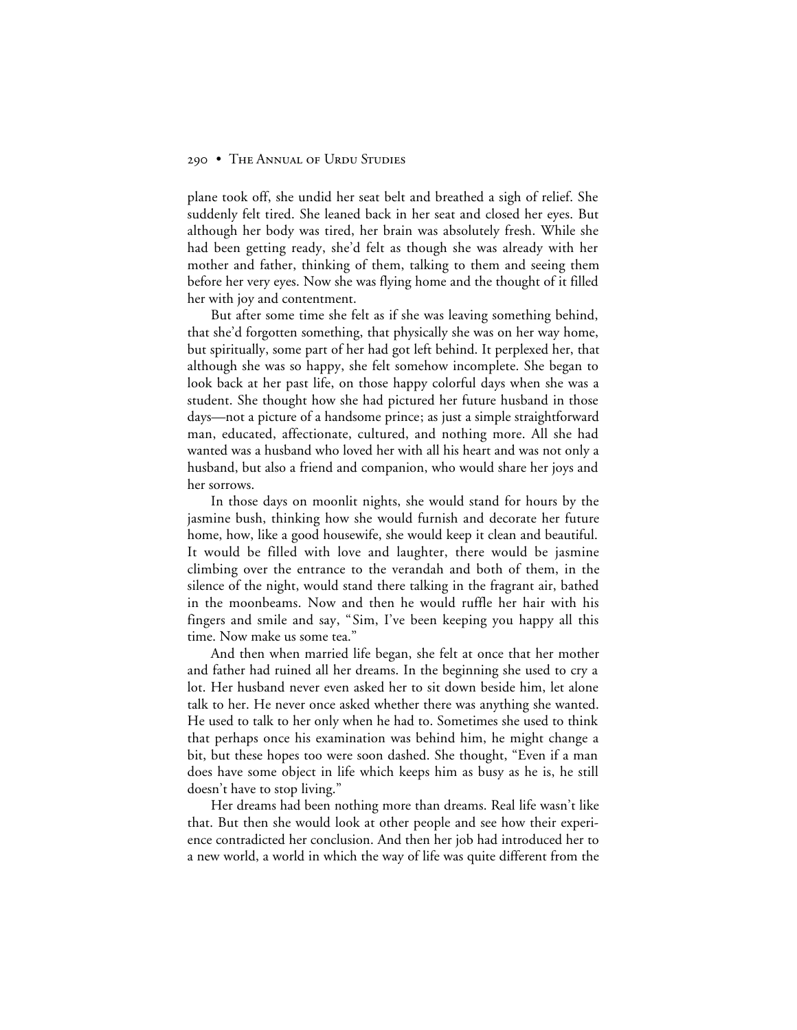plane took off, she undid her seat belt and breathed a sigh of relief. She suddenly felt tired. She leaned back in her seat and closed her eyes. But although her body was tired, her brain was absolutely fresh. While she had been getting ready, she'd felt as though she was already with her mother and father, thinking of them, talking to them and seeing them before her very eyes. Now she was flying home and the thought of it filled her with joy and contentment.

But after some time she felt as if she was leaving something behind, that she'd forgotten something, that physically she was on her way home, but spiritually, some part of her had got left behind. It perplexed her, that although she was so happy, she felt somehow incomplete. She began to look back at her past life, on those happy colorful days when she was a student. She thought how she had pictured her future husband in those days—not a picture of a handsome prince; as just a simple straightforward man, educated, affectionate, cultured, and nothing more. All she had wanted was a husband who loved her with all his heart and was not only a husband, but also a friend and companion, who would share her joys and her sorrows.

In those days on moonlit nights, she would stand for hours by the jasmine bush, thinking how she would furnish and decorate her future home, how, like a good housewife, she would keep it clean and beautiful. It would be filled with love and laughter, there would be jasmine climbing over the entrance to the verandah and both of them, in the silence of the night, would stand there talking in the fragrant air, bathed in the moonbeams. Now and then he would ruffle her hair with his fingers and smile and say, "Sim, I've been keeping you happy all this time. Now make us some tea."

And then when married life began, she felt at once that her mother and father had ruined all her dreams. In the beginning she used to cry a lot. Her husband never even asked her to sit down beside him, let alone talk to her. He never once asked whether there was anything she wanted. He used to talk to her only when he had to. Sometimes she used to think that perhaps once his examination was behind him, he might change a bit, but these hopes too were soon dashed. She thought, "Even if a man does have some object in life which keeps him as busy as he is, he still doesn't have to stop living."

Her dreams had been nothing more than dreams. Real life wasn't like that. But then she would look at other people and see how their experience contradicted her conclusion. And then her job had introduced her to a new world, a world in which the way of life was quite different from the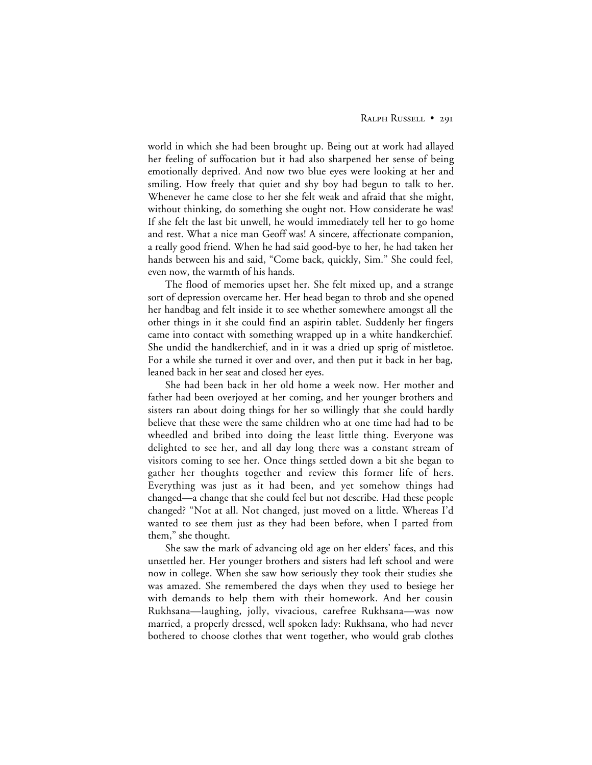world in which she had been brought up. Being out at work had allayed her feeling of suffocation but it had also sharpened her sense of being emotionally deprived. And now two blue eyes were looking at her and smiling. How freely that quiet and shy boy had begun to talk to her. Whenever he came close to her she felt weak and afraid that she might, without thinking, do something she ought not. How considerate he was! If she felt the last bit unwell, he would immediately tell her to go home and rest. What a nice man Geoff was! A sincere, affectionate companion, a really good friend. When he had said good-bye to her, he had taken her hands between his and said, "Come back, quickly, Sim." She could feel, even now, the warmth of his hands.

The flood of memories upset her. She felt mixed up, and a strange sort of depression overcame her. Her head began to throb and she opened her handbag and felt inside it to see whether somewhere amongst all the other things in it she could find an aspirin tablet. Suddenly her fingers came into contact with something wrapped up in a white handkerchief. She undid the handkerchief, and in it was a dried up sprig of mistletoe. For a while she turned it over and over, and then put it back in her bag, leaned back in her seat and closed her eyes.

She had been back in her old home a week now. Her mother and father had been overjoyed at her coming, and her younger brothers and sisters ran about doing things for her so willingly that she could hardly believe that these were the same children who at one time had had to be wheedled and bribed into doing the least little thing. Everyone was delighted to see her, and all day long there was a constant stream of visitors coming to see her. Once things settled down a bit she began to gather her thoughts together and review this former life of hers. Everything was just as it had been, and yet somehow things had changed—a change that she could feel but not describe. Had these people changed? "Not at all. Not changed, just moved on a little. Whereas I'd wanted to see them just as they had been before, when I parted from them," she thought.

She saw the mark of advancing old age on her elders' faces, and this unsettled her. Her younger brothers and sisters had left school and were now in college. When she saw how seriously they took their studies she was amazed. She remembered the days when they used to besiege her with demands to help them with their homework. And her cousin Rukhsana—laughing, jolly, vivacious, carefree Rukhsana—was now married, a properly dressed, well spoken lady: Rukhsana, who had never bothered to choose clothes that went together, who would grab clothes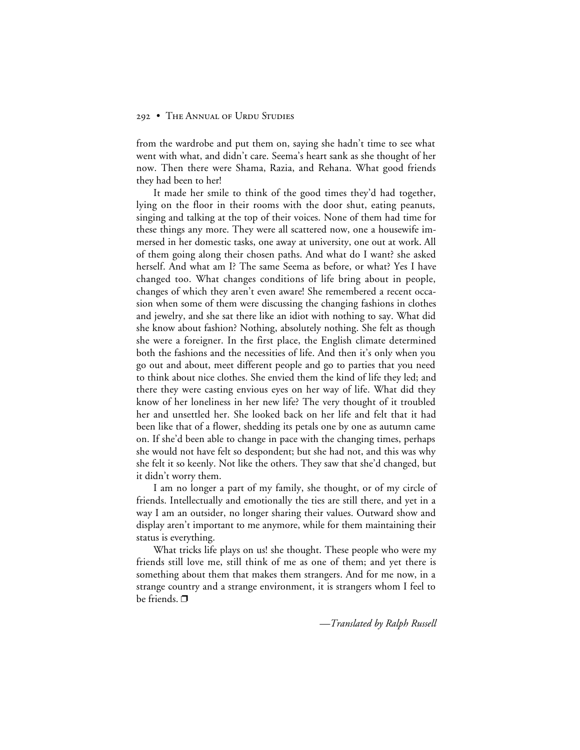from the wardrobe and put them on, saying she hadn't time to see what went with what, and didn't care. Seema's heart sank as she thought of her now. Then there were Shama, Razia, and Rehana. What good friends they had been to her!

It made her smile to think of the good times they'd had together, lying on the floor in their rooms with the door shut, eating peanuts, singing and talking at the top of their voices. None of them had time for these things any more. They were all scattered now, one a housewife immersed in her domestic tasks, one away at university, one out at work. All of them going along their chosen paths. And what do I want? she asked herself. And what am I? The same Seema as before, or what? Yes I have changed too. What changes conditions of life bring about in people, changes of which they aren't even aware! She remembered a recent occasion when some of them were discussing the changing fashions in clothes and jewelry, and she sat there like an idiot with nothing to say. What did she know about fashion? Nothing, absolutely nothing. She felt as though she were a foreigner. In the first place, the English climate determined both the fashions and the necessities of life. And then it's only when you go out and about, meet different people and go to parties that you need to think about nice clothes. She envied them the kind of life they led; and there they were casting envious eyes on her way of life. What did they know of her loneliness in her new life? The very thought of it troubled her and unsettled her. She looked back on her life and felt that it had been like that of a flower, shedding its petals one by one as autumn came on. If she'd been able to change in pace with the changing times, perhaps she would not have felt so despondent; but she had not, and this was why she felt it so keenly. Not like the others. They saw that she'd changed, but it didn't worry them.

I am no longer a part of my family, she thought, or of my circle of friends. Intellectually and emotionally the ties are still there, and yet in a way I am an outsider, no longer sharing their values. Outward show and display aren't important to me anymore, while for them maintaining their status is everything.

What tricks life plays on us! she thought. These people who were my friends still love me, still think of me as one of them; and yet there is something about them that makes them strangers. And for me now, in a strange country and a strange environment, it is strangers whom I feel to be friends. ❒

*—Translated by Ralph Russell*